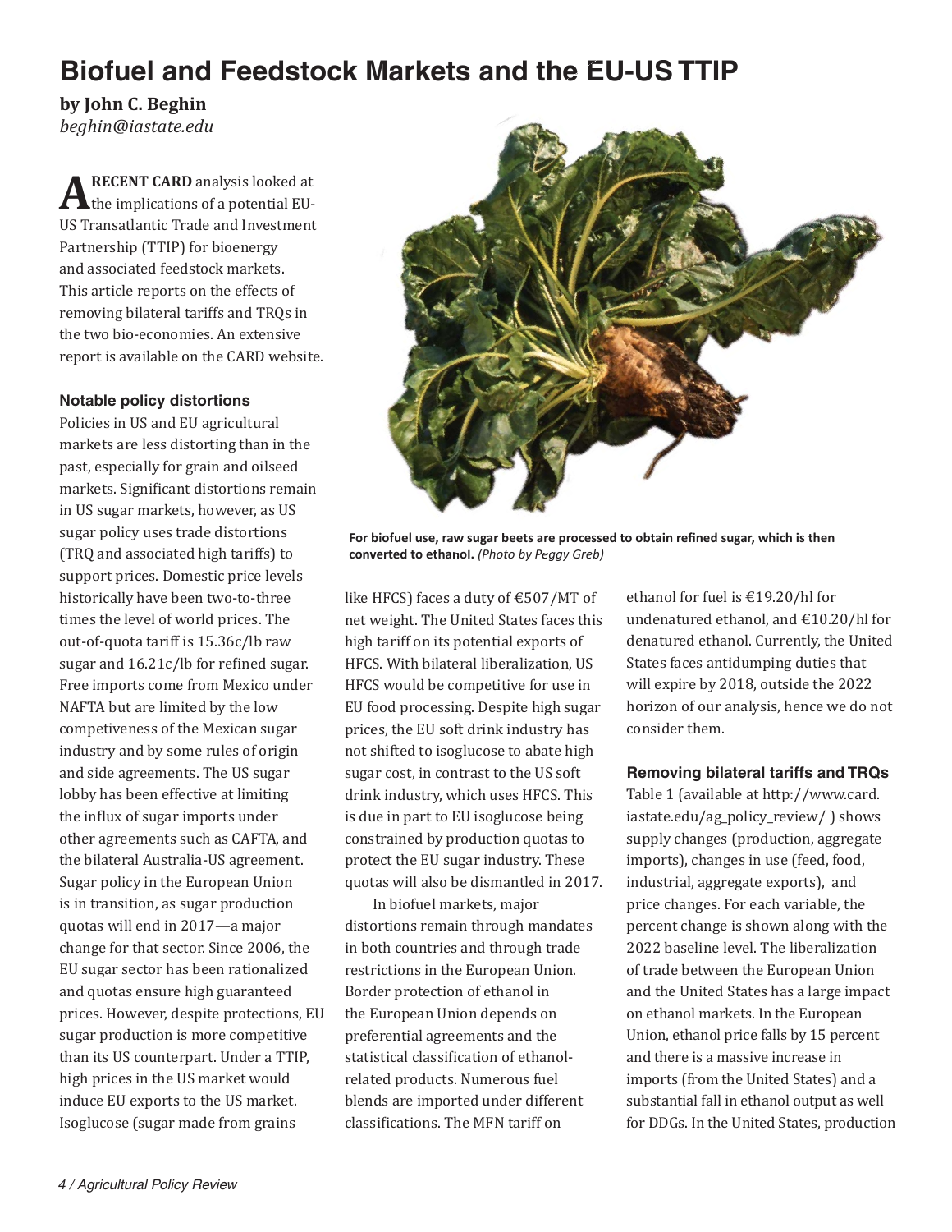# Biofuel and Feedstock Markets and the EU-US TTIP

**by John C. Beghin**
*beghin@iastate.edu*

**A RECENT CARD** analysis looked at the implications of a potential EU-US Transatlantic Trade and Investment Partnership (TTIP) for bioenergy and associated feedstock markets. This article reports on the effects of removing bilateral tariffs and TRQs in the two bio-economies. An extensive report is available on the CARD website.

### Notable policy distortions

Policies in US and EU agricultural markets are less distorting than in the past, especially for grain and oilseed markets. Significant distortions remain in US sugar markets, however, as US sugar policy uses trade distortions (TRQ and associated high tariffs) to support prices. Domestic price levels historically have been two-to-three times the level of world prices. The out-of-quota tariff is 15.36c/lb raw sugar and 16.21c/lb for refined sugar. Free imports come from Mexico under NAFTA but are limited by the low competiveness of the Mexican sugar industry and by some rules of origin and side agreements. The US sugar lobby has been effective at limiting the influx of sugar imports under other agreements such as CAFTA, and the bilateral Australia-US agreement. Sugar policy in the European Union is in transition, as sugar production quotas will end in 2017—a major change for that sector. Since 2006, the EU sugar sector has been rationalized and quotas ensure high guaranteed prices. However, despite protections, EU sugar production is more competitive than its US counterpart. Under a TTIP, high prices in the US market would induce EU exports to the US market. Isoglucose (sugar made from grains like HFCS) faces a duty of €507/MT of net weight. The United States faces this high tariff on its potential exports of HFCS. With bilateral liberalization, US HFCS would be competitive for use in EU food processing. Despite high sugar prices, the EU soft drink industry has not shifted to isoglucose to abate high sugar cost, in contrast to the US soft drink industry, which uses HFCS. This is due in part to EU isoglucose being constrained by production quotas to protect the EU sugar industry. These quotas will also be dismantled in 2017.

**For biofuel use, raw sugar beets are processed to obtain refined sugar, which is then converted to ethanol.** *(Photo by Peggy Greb)*

In biofuel markets, major distortions remain through mandates in both countries and through trade restrictions in the European Union. Border protection of ethanol in the European Union depends on preferential agreements and the statistical classification of ethanol-related products. Numerous fuel blends are imported under different classifications. The MFN tariff on ethanol for fuel is €19.20/hl for undenatured ethanol, and €10.20/hl for denatured ethanol. Currently, the United States faces antidumping duties that will expire by 2018, outside the 2022 horizon of our analysis, hence we do not consider them.

### Removing bilateral tariffs and TRQs

Table 1 (available at http://www.card.iastate.edu/ag_policy_review/ ) shows supply changes (production, aggregate imports), changes in use (feed, food, industrial, aggregate exports), and price changes. For each variable, the percent change is shown along with the 2022 baseline level. The liberalization of trade between the European Union and the United States has a large impact on ethanol markets. In the European Union, ethanol price falls by 15 percent and there is a massive increase in imports (from the United States) and a substantial fall in ethanol output as well for DDGs. In the United States, production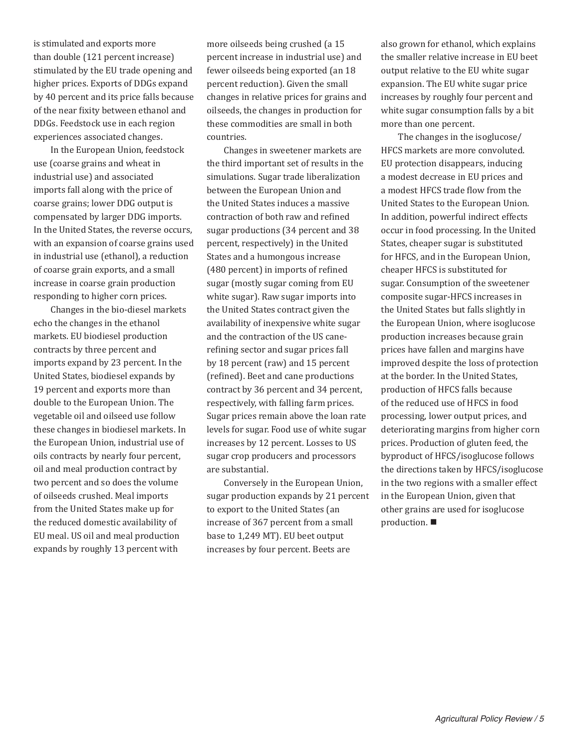is stimulated and exports more than double (121 percent increase) stimulated by the EU trade opening and higher prices. Exports of DDGs expand by 40 percent and its price falls because of the near fixity between ethanol and DDGs. Feedstock use in each region experiences associated changes.

In the European Union, feedstock use (coarse grains and wheat in industrial use) and associated imports fall along with the price of coarse grains; lower DDG output is compensated by larger DDG imports. In the United States, the reverse occurs, with an expansion of coarse grains used in industrial use (ethanol), a reduction of coarse grain exports, and a small increase in coarse grain production responding to higher corn prices.

Changes in the bio-diesel markets echo the changes in the ethanol markets. EU biodiesel production contracts by three percent and imports expand by 23 percent. In the United States, biodiesel expands by 19 percent and exports more than double to the European Union. The vegetable oil and oilseed use follow these changes in biodiesel markets. In the European Union, industrial use of oils contracts by nearly four percent, oil and meal production contract by two percent and so does the volume of oilseeds crushed. Meal imports from the United States make up for the reduced domestic availability of EU meal. US oil and meal production expands by roughly 13 percent with more oilseeds being crushed (a 15 percent increase in industrial use) and fewer oilseeds being exported (an 18 percent reduction). Given the small changes in relative prices for grains and oilseeds, the changes in production for these commodities are small in both countries.

Changes in sweetener markets are the third important set of results in the simulations. Sugar trade liberalization between the European Union and the United States induces a massive contraction of both raw and refined sugar productions (34 percent and 38 percent, respectively) in the United States and a humongous increase (480 percent) in imports of refined sugar (mostly sugar coming from EU white sugar). Raw sugar imports into the United States contract given the availability of inexpensive white sugar and the contraction of the US cane-refining sector and sugar prices fall by 18 percent (raw) and 15 percent (refined). Beet and cane productions contract by 36 percent and 34 percent, respectively, with falling farm prices. Sugar prices remain above the loan rate levels for sugar. Food use of white sugar increases by 12 percent. Losses to US sugar crop producers and processors are substantial.

Conversely in the European Union, sugar production expands by 21 percent to export to the United States (an increase of 367 percent from a small base to 1,249 MT). EU beet output increases by four percent. Beets are also grown for ethanol, which explains the smaller relative increase in EU beet output relative to the EU white sugar expansion. The EU white sugar price increases by roughly four percent and white sugar consumption falls by a bit more than one percent.

The changes in the isoglucose/HFCS markets are more convoluted. EU protection disappears, inducing a modest decrease in EU prices and a modest HFCS trade flow from the United States to the European Union. In addition, powerful indirect effects occur in food processing. In the United States, cheaper sugar is substituted for HFCS, and in the European Union, cheaper HFCS is substituted for sugar. Consumption of the sweetener composite sugar-HFCS increases in the United States but falls slightly in the European Union, where isoglucose production increases because grain prices have fallen and margins have improved despite the loss of protection at the border. In the United States, production of HFCS falls because of the reduced use of HFCS in food processing, lower output prices, and deteriorating margins from higher corn prices. Production of gluten feed, the byproduct of HFCS/isoglucose follows the directions taken by HFCS/isoglucose in the two regions with a smaller effect in the European Union, given that other grains are used for isoglucose production. ■